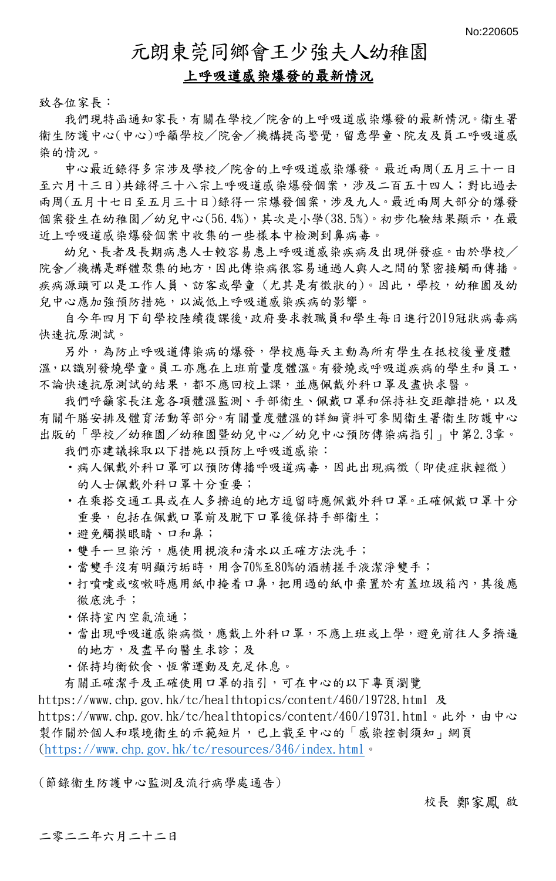No:220605

# 元朗東莞同鄉會王少強夫人幼稚園

## **上呼吸道感染爆發的最新情況**

致各位家長：

我們現特函通知家長，有關在學校／院舍的上呼吸道感染爆發的最新情況。衞生署衞生防護中心(中心)呼籲學校／院舍／機構提高警覺，留意學童、院友及員工呼吸道感染的情況。

中心最近錄得多宗涉及學校／院舍的上呼吸道感染爆發。最近兩周(五月三十一日至六月十三日)共錄得三十八宗上呼吸道感染爆發個案，涉及二百五十四人；對比過去兩周(五月十七日至五月三十日)錄得一宗爆發個案，涉及九人。最近兩周大部分的爆發個案發生在幼稚園／幼兒中心(56.4%)，其次是小學(38.5%)。初步化驗結果顯示，在最近上呼吸道感染爆發個案中收集的一些樣本中檢測到鼻病毒。

幼兒、長者及長期病患人士較容易患上呼吸道感染疾病及出現併發症。由於學校／院舍／機構是群體聚集的地方，因此傳染病很容易通過人與人之間的緊密接觸而傳播。疾病源頭可以是工作人員、訪客或學童（尤其是有徵狀的）。因此，學校，幼稚園及幼兒中心應加強預防措施，以減低上呼吸道感染疾病的影響。

自今年四月下旬學校陸續復課後，政府要求教職員和學生每日進行2019冠狀病毒病快速抗原測試。

另外，為防止呼吸道傳染病的爆發，學校應每天主動為所有學生在抵校後量度體溫，以識別發燒學童。員工亦應在上班前量度體溫。有發燒或呼吸道疾病的學生和員工，不論快速抗原測試的結果，都不應回校上課，並應佩戴外科口罩及盡快求醫。

我們呼籲家長注意各項體溫監測、手部衞生、佩戴口罩和保持社交距離措施，以及有關午膳安排及體育活動等部分。有關量度體溫的詳細資料可參閱衞生署衞生防護中心出版的「學校／幼稚園／幼稚園暨幼兒中心／幼兒中心預防傳染病指引」中第2.3章。

我們亦建議採取以下措施以預防上呼吸道感染：

- 病人佩戴外科口罩可以預防傳播呼吸道病毒，因此出現病徵（即使症狀輕微）的人士佩戴外科口罩十分重要；
- 在乘搭交通工具或在人多擠迫的地方逗留時應佩戴外科口罩。正確佩戴口罩十分重要，包括在佩戴口罩前及脫下口罩後保持手部衞生；
- 避免觸摸眼睛、口和鼻；
- 雙手一旦染污，應使用梘液和清水以正確方法洗手；
- 當雙手沒有明顯污垢時，用含70%至80%的酒精搓手液潔淨雙手；
- 打噴嚏或咳嗽時應用紙巾掩着口鼻，把用過的紙巾棄置於有蓋垃圾箱內，其後應徹底洗手；
- 保持室內空氣流通；
- 當出現呼吸道感染病徵，應戴上外科口罩，不應上班或上學，避免前往人多擠逼的地方，及盡早向醫生求診；及
- 保持均衡飲食、恆常運動及充足休息。

有關正確潔手及正確使用口罩的指引，可在中心的以下專頁瀏覽 https://www.chp.gov.hk/tc/healthtopics/content/460/19728.html 及 https://www.chp.gov.hk/tc/healthtopics/content/460/19731.html。此外，由中心製作關於個人和環境衞生的示範短片，已上載至中心的「感染控制須知」網頁(https://www.chp.gov.hk/tc/resources/346/index.html)。

(節錄衞生防護中心監測及流行病學處通告)

校長 鄭家鳳 啟

二零二二年六月二十二日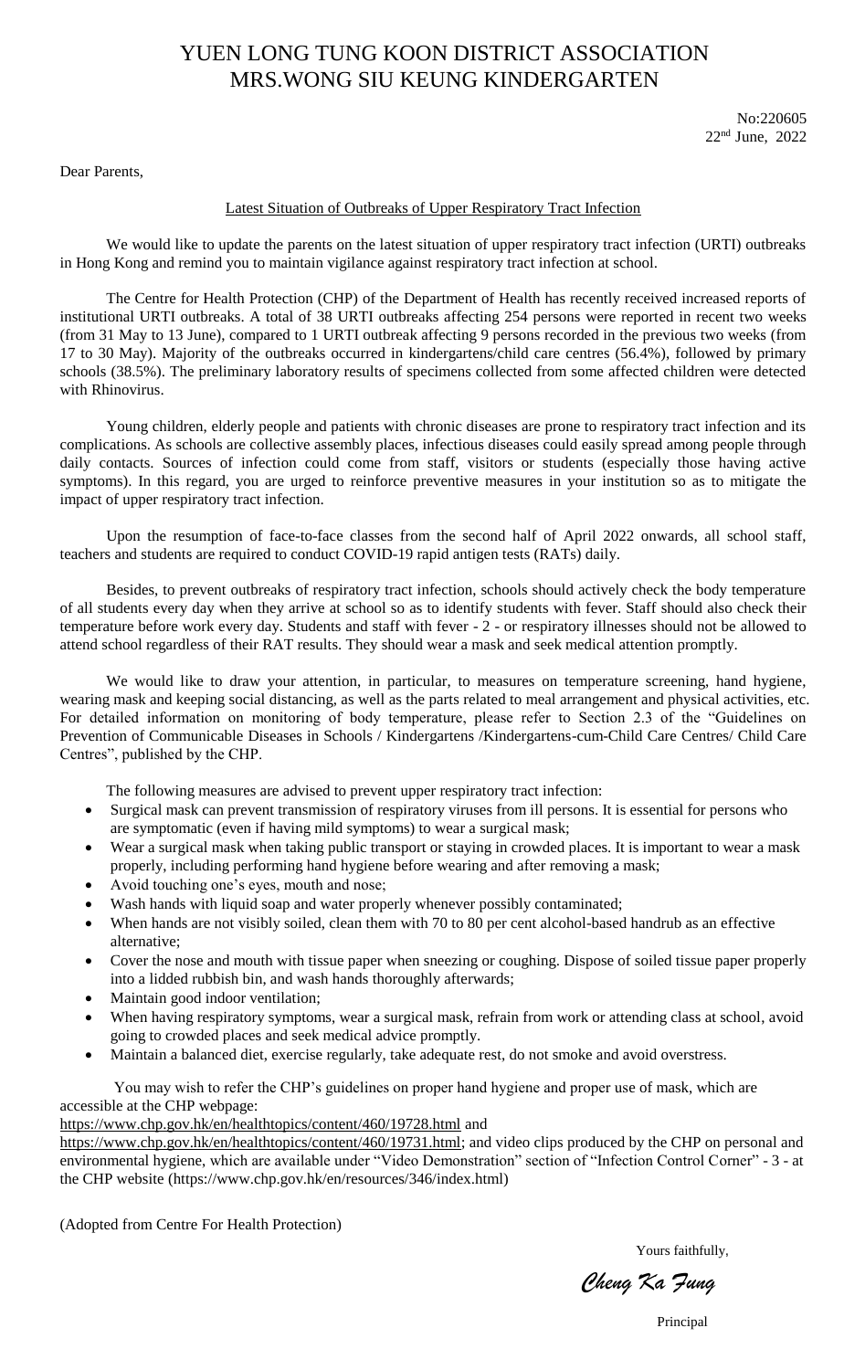# YUEN LONG TUNG KOON DISTRICT ASSOCIATION MRS.WONG SIU KEUNG KINDERGARTEN

No:220605
22nd June, 2022

Dear Parents,

Latest Situation of Outbreaks of Upper Respiratory Tract Infection

We would like to update the parents on the latest situation of upper respiratory tract infection (URTI) outbreaks in Hong Kong and remind you to maintain vigilance against respiratory tract infection at school.

The Centre for Health Protection (CHP) of the Department of Health has recently received increased reports of institutional URTI outbreaks. A total of 38 URTI outbreaks affecting 254 persons were reported in recent two weeks (from 31 May to 13 June), compared to 1 URTI outbreak affecting 9 persons recorded in the previous two weeks (from 17 to 30 May). Majority of the outbreaks occurred in kindergartens/child care centres (56.4%), followed by primary schools (38.5%). The preliminary laboratory results of specimens collected from some affected children were detected with Rhinovirus.

Young children, elderly people and patients with chronic diseases are prone to respiratory tract infection and its complications. As schools are collective assembly places, infectious diseases could easily spread among people through daily contacts. Sources of infection could come from staff, visitors or students (especially those having active symptoms). In this regard, you are urged to reinforce preventive measures in your institution so as to mitigate the impact of upper respiratory tract infection.

Upon the resumption of face-to-face classes from the second half of April 2022 onwards, all school staff, teachers and students are required to conduct COVID-19 rapid antigen tests (RATs) daily.

Besides, to prevent outbreaks of respiratory tract infection, schools should actively check the body temperature of all students every day when they arrive at school so as to identify students with fever. Staff should also check their temperature before work every day. Students and staff with fever - 2 - or respiratory illnesses should not be allowed to attend school regardless of their RAT results. They should wear a mask and seek medical attention promptly.

We would like to draw your attention, in particular, to measures on temperature screening, hand hygiene, wearing mask and keeping social distancing, as well as the parts related to meal arrangement and physical activities, etc. For detailed information on monitoring of body temperature, please refer to Section 2.3 of the "Guidelines on Prevention of Communicable Diseases in Schools / Kindergartens /Kindergartens-cum-Child Care Centres/ Child Care Centres", published by the CHP.

The following measures are advised to prevent upper respiratory tract infection:

- Surgical mask can prevent transmission of respiratory viruses from ill persons. It is essential for persons who are symptomatic (even if having mild symptoms) to wear a surgical mask;
- Wear a surgical mask when taking public transport or staying in crowded places. It is important to wear a mask properly, including performing hand hygiene before wearing and after removing a mask;
- Avoid touching one's eyes, mouth and nose;
- Wash hands with liquid soap and water properly whenever possibly contaminated;
- When hands are not visibly soiled, clean them with 70 to 80 per cent alcohol-based handrub as an effective alternative;
- Cover the nose and mouth with tissue paper when sneezing or coughing. Dispose of soiled tissue paper properly into a lidded rubbish bin, and wash hands thoroughly afterwards;
- Maintain good indoor ventilation;
- When having respiratory symptoms, wear a surgical mask, refrain from work or attending class at school, avoid going to crowded places and seek medical advice promptly.
- Maintain a balanced diet, exercise regularly, take adequate rest, do not smoke and avoid overstress.

You may wish to refer the CHP's guidelines on proper hand hygiene and proper use of mask, which are accessible at the CHP webpage:
https://www.chp.gov.hk/en/healthtopics/content/460/19728.html and
https://www.chp.gov.hk/en/healthtopics/content/460/19731.html; and video clips produced by the CHP on personal and environmental hygiene, which are available under "Video Demonstration" section of "Infection Control Corner" - 3 - at the CHP website (https://www.chp.gov.hk/en/resources/346/index.html)

(Adopted from Centre For Health Protection)

Yours faithfully,

*Cheng Ka Fung*

Principal